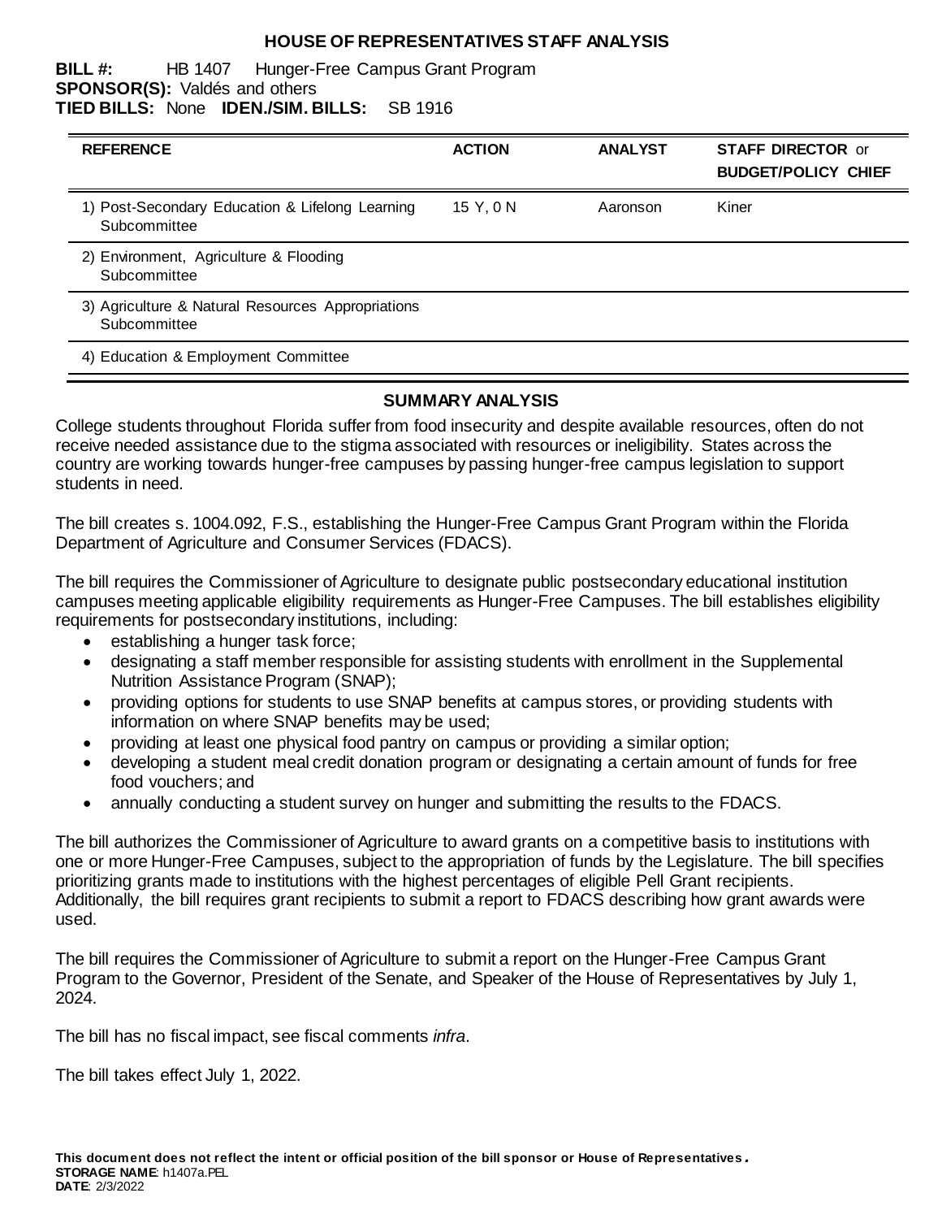# HOUSE OF REPRESENTATIVES STAFF ANALYSIS

**BILL #:** HB 1407 Hunger-Free Campus Grant Program
**SPONSOR(S):** Valdés and others
**TIED BILLS:** None **IDEN./SIM. BILLS:** SB 1916

| REFERENCE | ACTION | ANALYST | STAFF DIRECTOR or BUDGET/POLICY CHIEF |
|---|---|---|---|
| 1) Post-Secondary Education & Lifelong Learning Subcommittee | 15 Y, 0 N | Aaronson | Kiner |
| 2) Environment, Agriculture & Flooding Subcommittee | | | |
| 3) Agriculture & Natural Resources Appropriations Subcommittee | | | |
| 4) Education & Employment Committee | | | |

## SUMMARY ANALYSIS

College students throughout Florida suffer from food insecurity and despite available resources, often do not receive needed assistance due to the stigma associated with resources or ineligibility. States across the country are working towards hunger-free campuses by passing hunger-free campus legislation to support students in need.

The bill creates s. 1004.092, F.S., establishing the Hunger-Free Campus Grant Program within the Florida Department of Agriculture and Consumer Services (FDACS).

The bill requires the Commissioner of Agriculture to designate public postsecondary educational institution campuses meeting applicable eligibility requirements as Hunger-Free Campuses. The bill establishes eligibility requirements for postsecondary institutions, including:

- establishing a hunger task force;
- designating a staff member responsible for assisting students with enrollment in the Supplemental Nutrition Assistance Program (SNAP);
- providing options for students to use SNAP benefits at campus stores, or providing students with information on where SNAP benefits may be used;
- providing at least one physical food pantry on campus or providing a similar option;
- developing a student meal credit donation program or designating a certain amount of funds for free food vouchers; and
- annually conducting a student survey on hunger and submitting the results to the FDACS.

The bill authorizes the Commissioner of Agriculture to award grants on a competitive basis to institutions with one or more Hunger-Free Campuses, subject to the appropriation of funds by the Legislature. The bill specifies prioritizing grants made to institutions with the highest percentages of eligible Pell Grant recipients. Additionally, the bill requires grant recipients to submit a report to FDACS describing how grant awards were used.

The bill requires the Commissioner of Agriculture to submit a report on the Hunger-Free Campus Grant Program to the Governor, President of the Senate, and Speaker of the House of Representatives by July 1, 2024.

The bill has no fiscal impact, see fiscal comments *infra*.

The bill takes effect July 1, 2022.

**This document does not reflect the intent or official position of the bill sponsor or House of Representatives.**
**STORAGE NAME**: h1407a.PEL
**DATE**: 2/3/2022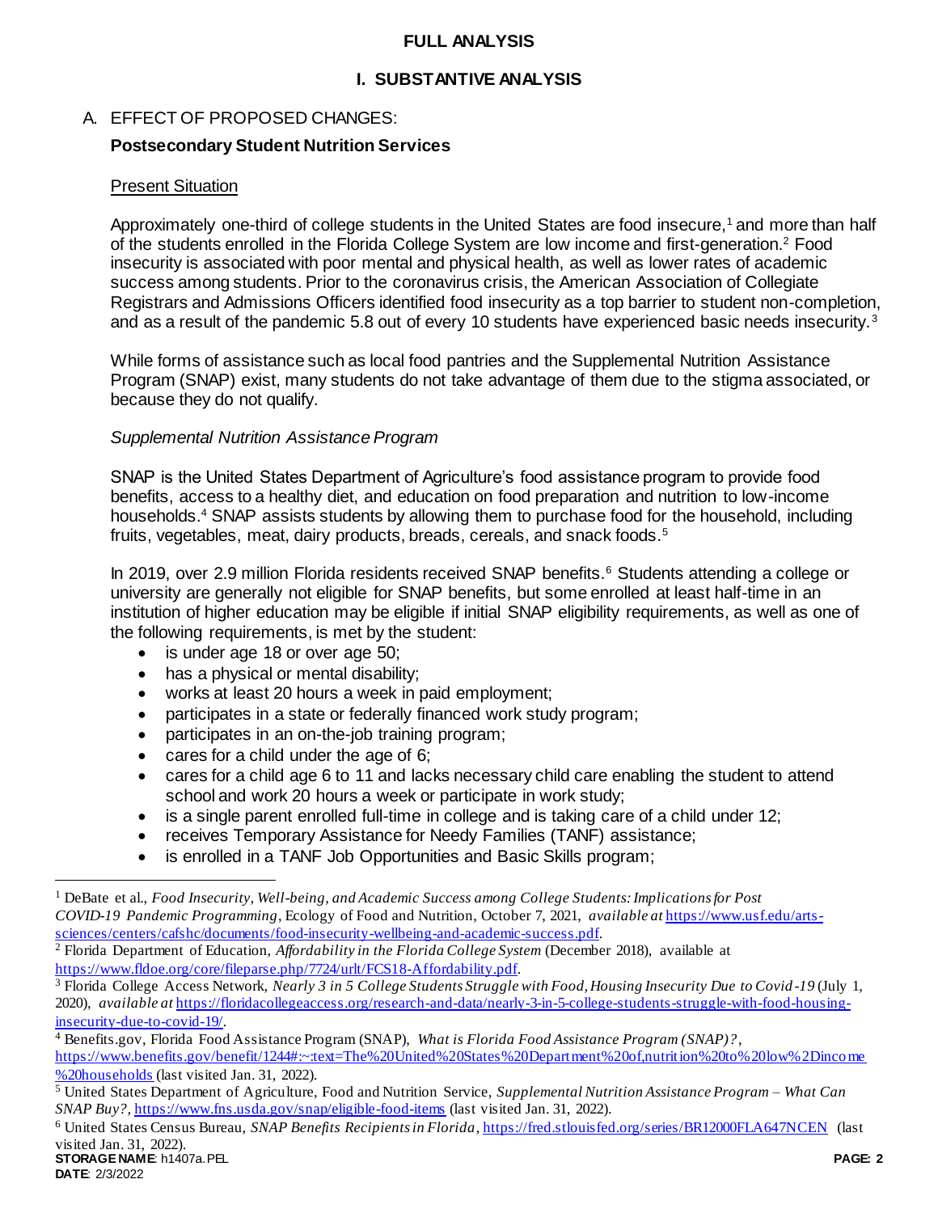# FULL ANALYSIS

## I. SUBSTANTIVE ANALYSIS

A. EFFECT OF PROPOSED CHANGES:

**Postsecondary Student Nutrition Services**

Present Situation

Approximately one-third of college students in the United States are food insecure,[1] and more than half of the students enrolled in the Florida College System are low income and first-generation.[2] Food insecurity is associated with poor mental and physical health, as well as lower rates of academic success among students. Prior to the coronavirus crisis, the American Association of Collegiate Registrars and Admissions Officers identified food insecurity as a top barrier to student non-completion, and as a result of the pandemic 5.8 out of every 10 students have experienced basic needs insecurity.[3]

While forms of assistance such as local food pantries and the Supplemental Nutrition Assistance Program (SNAP) exist, many students do not take advantage of them due to the stigma associated, or because they do not qualify.

*Supplemental Nutrition Assistance Program*

SNAP is the United States Department of Agriculture's food assistance program to provide food benefits, access to a healthy diet, and education on food preparation and nutrition to low-income households.[4] SNAP assists students by allowing them to purchase food for the household, including fruits, vegetables, meat, dairy products, breads, cereals, and snack foods.[5]

In 2019, over 2.9 million Florida residents received SNAP benefits.[6] Students attending a college or university are generally not eligible for SNAP benefits, but some enrolled at least half-time in an institution of higher education may be eligible if initial SNAP eligibility requirements, as well as one of the following requirements, is met by the student:

- is under age 18 or over age 50;
- has a physical or mental disability;
- works at least 20 hours a week in paid employment;
- participates in a state or federally financed work study program;
- participates in an on-the-job training program;
- cares for a child under the age of 6;
- cares for a child age 6 to 11 and lacks necessary child care enabling the student to attend school and work 20 hours a week or participate in work study;
- is a single parent enrolled full-time in college and is taking care of a child under 12;
- receives Temporary Assistance for Needy Families (TANF) assistance;
- is enrolled in a TANF Job Opportunities and Basic Skills program;

---

[1] DeBate et al., *Food Insecurity, Well-being, and Academic Success among College Students: Implications for Post COVID-19 Pandemic Programming*, Ecology of Food and Nutrition, October 7, 2021, *available at* https://www.usf.edu/arts-sciences/centers/cafshc/documents/food-insecurity-wellbeing-and-academic-success.pdf.

[2] Florida Department of Education, *Affordability in the Florida College System* (December 2018), available at https://www.fldoe.org/core/fileparse.php/7724/urlt/FCS18-Affordability.pdf.

[3] Florida College Access Network, *Nearly 3 in 5 College Students Struggle with Food, Housing Insecurity Due to Covid-19* (July 1, 2020), *available at* https://floridacollegeaccess.org/research-and-data/nearly-3-in-5-college-students-struggle-with-food-housing-insecurity-due-to-covid-19/.

[4] Benefits.gov, Florida Food Assistance Program (SNAP), *What is Florida Food Assistance Program (SNAP)?*, https://www.benefits.gov/benefit/1244#:~:text=The%20United%20States%20Department%20of,nutrition%20to%20low%2Dincome%20households (last visited Jan. 31, 2022).

[5] United States Department of Agriculture, Food and Nutrition Service, *Supplemental Nutrition Assistance Program – What Can SNAP Buy?*, https://www.fns.usda.gov/snap/eligible-food-items (last visited Jan. 31, 2022).

[6] United States Census Bureau, *SNAP Benefits Recipients in Florida*, https://fred.stlouisfed.org/series/BR12000FLA647NCEN (last visited Jan. 31, 2022).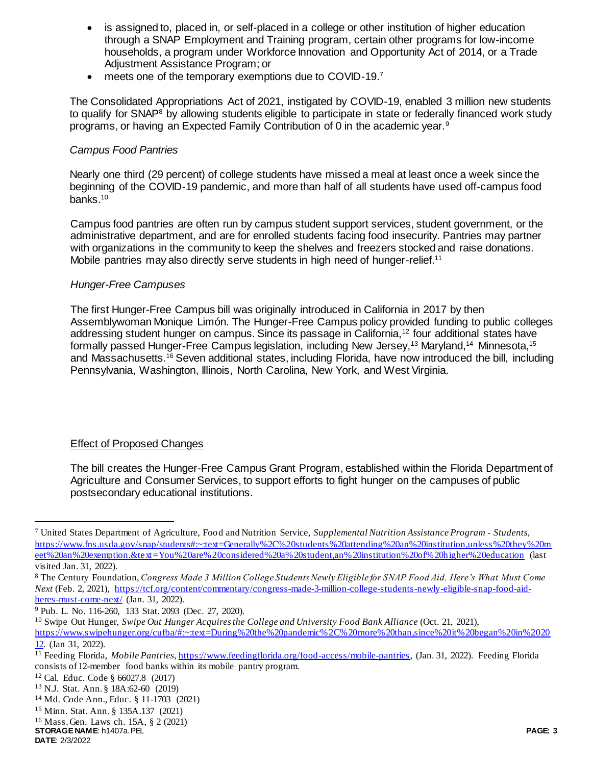- is assigned to, placed in, or self-placed in a college or other institution of higher education through a SNAP Employment and Training program, certain other programs for low-income households, a program under Workforce Innovation and Opportunity Act of 2014, or a Trade Adjustment Assistance Program; or
- meets one of the temporary exemptions due to COVID-19.[7]

The Consolidated Appropriations Act of 2021, instigated by COVID-19, enabled 3 million new students to qualify for SNAP[8] by allowing students eligible to participate in state or federally financed work study programs, or having an Expected Family Contribution of 0 in the academic year.[9]

*Campus Food Pantries*

Nearly one third (29 percent) of college students have missed a meal at least once a week since the beginning of the COVID-19 pandemic, and more than half of all students have used off-campus food banks.[10]

Campus food pantries are often run by campus student support services, student government, or the administrative department, and are for enrolled students facing food insecurity. Pantries may partner with organizations in the community to keep the shelves and freezers stocked and raise donations. Mobile pantries may also directly serve students in high need of hunger-relief.[11]

*Hunger-Free Campuses*

The first Hunger-Free Campus bill was originally introduced in California in 2017 by then Assemblywoman Monique Limón. The Hunger-Free Campus policy provided funding to public colleges addressing student hunger on campus. Since its passage in California,[12] four additional states have formally passed Hunger-Free Campus legislation, including New Jersey,[13] Maryland,[14] Minnesota,[15] and Massachusetts.[16] Seven additional states, including Florida, have now introduced the bill, including Pennsylvania, Washington, Illinois, North Carolina, New York, and West Virginia.

## Effect of Proposed Changes

The bill creates the Hunger-Free Campus Grant Program, established within the Florida Department of Agriculture and Consumer Services, to support efforts to fight hunger on the campuses of public postsecondary educational institutions.

---

[7] United States Department of Agriculture, Food and Nutrition Service, *Supplemental Nutrition Assistance Program - Students*, https://www.fns.usda.gov/snap/students#:~:text=Generally%2C%20students%20attending%20an%20institution,unless%20they%20meet%20an%20exemption.&text=You%20are%20considered%20a%20student,an%20institution%20of%20higher%20education (last visited Jan. 31, 2022).

[8] The Century Foundation, *Congress Made 3 Million College Students Newly Eligible for SNAP Food Aid. Here's What Must Come Next* (Feb. 2, 2021), https://tcf.org/content/commentary/congress-made-3-million-college-students-newly-eligible-snap-food-aid-heres-must-come-next/ (Jan. 31, 2022).

[9] Pub. L. No. 116-260, 133 Stat. 2093 (Dec. 27, 2020).

[10] Swipe Out Hunger, *Swipe Out Hunger Acquires the College and University Food Bank Alliance* (Oct. 21, 2021), https://www.swipehunger.org/cufba/#:~:text=During%20the%20pandemic%2C%20more%20than,since%20it%20began%20in%202012. (Jan 31, 2022).

[11] Feeding Florida, *Mobile Pantries*, https://www.feedingflorida.org/food-access/mobile-pantries, (Jan. 31, 2022). Feeding Florida consists of 12-member food banks within its mobile pantry program.

[12] Cal. Educ. Code § 66027.8 (2017)

[13] N.J. Stat. Ann. § 18A:62-60 (2019)

[14] Md. Code Ann., Educ. § 11-1703 (2021)

[15] Minn. Stat. Ann. § 135A.137 (2021)

[16] Mass. Gen. Laws ch. 15A, § 2 (2021)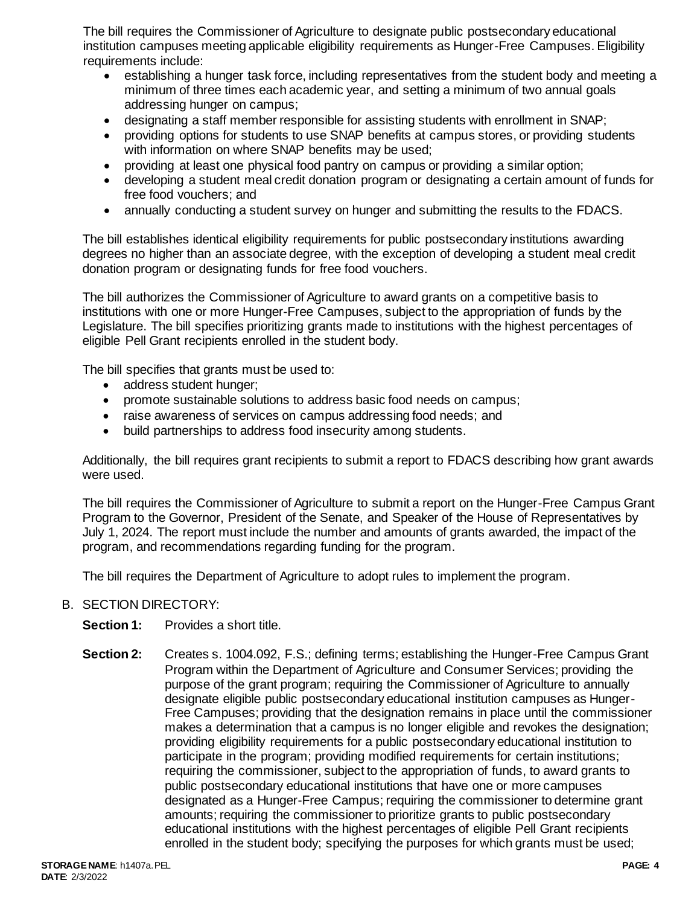The bill requires the Commissioner of Agriculture to designate public postsecondary educational institution campuses meeting applicable eligibility requirements as Hunger-Free Campuses. Eligibility requirements include:

- establishing a hunger task force, including representatives from the student body and meeting a minimum of three times each academic year, and setting a minimum of two annual goals addressing hunger on campus;
- designating a staff member responsible for assisting students with enrollment in SNAP;
- providing options for students to use SNAP benefits at campus stores, or providing students with information on where SNAP benefits may be used;
- providing at least one physical food pantry on campus or providing a similar option;
- developing a student meal credit donation program or designating a certain amount of funds for free food vouchers; and
- annually conducting a student survey on hunger and submitting the results to the FDACS.

The bill establishes identical eligibility requirements for public postsecondary institutions awarding degrees no higher than an associate degree, with the exception of developing a student meal credit donation program or designating funds for free food vouchers.

The bill authorizes the Commissioner of Agriculture to award grants on a competitive basis to institutions with one or more Hunger-Free Campuses, subject to the appropriation of funds by the Legislature. The bill specifies prioritizing grants made to institutions with the highest percentages of eligible Pell Grant recipients enrolled in the student body.

The bill specifies that grants must be used to:

- address student hunger;
- promote sustainable solutions to address basic food needs on campus;
- raise awareness of services on campus addressing food needs; and
- build partnerships to address food insecurity among students.

Additionally, the bill requires grant recipients to submit a report to FDACS describing how grant awards were used.

The bill requires the Commissioner of Agriculture to submit a report on the Hunger-Free Campus Grant Program to the Governor, President of the Senate, and Speaker of the House of Representatives by July 1, 2024. The report must include the number and amounts of grants awarded, the impact of the program, and recommendations regarding funding for the program.

The bill requires the Department of Agriculture to adopt rules to implement the program.

B. SECTION DIRECTORY:

**Section 1:** Provides a short title.

**Section 2:** Creates s. 1004.092, F.S.; defining terms; establishing the Hunger-Free Campus Grant Program within the Department of Agriculture and Consumer Services; providing the purpose of the grant program; requiring the Commissioner of Agriculture to annually designate eligible public postsecondary educational institution campuses as Hunger-Free Campuses; providing that the designation remains in place until the commissioner makes a determination that a campus is no longer eligible and revokes the designation; providing eligibility requirements for a public postsecondary educational institution to participate in the program; providing modified requirements for certain institutions; requiring the commissioner, subject to the appropriation of funds, to award grants to public postsecondary educational institutions that have one or more campuses designated as a Hunger-Free Campus; requiring the commissioner to determine grant amounts; requiring the commissioner to prioritize grants to public postsecondary educational institutions with the highest percentages of eligible Pell Grant recipients enrolled in the student body; specifying the purposes for which grants must be used;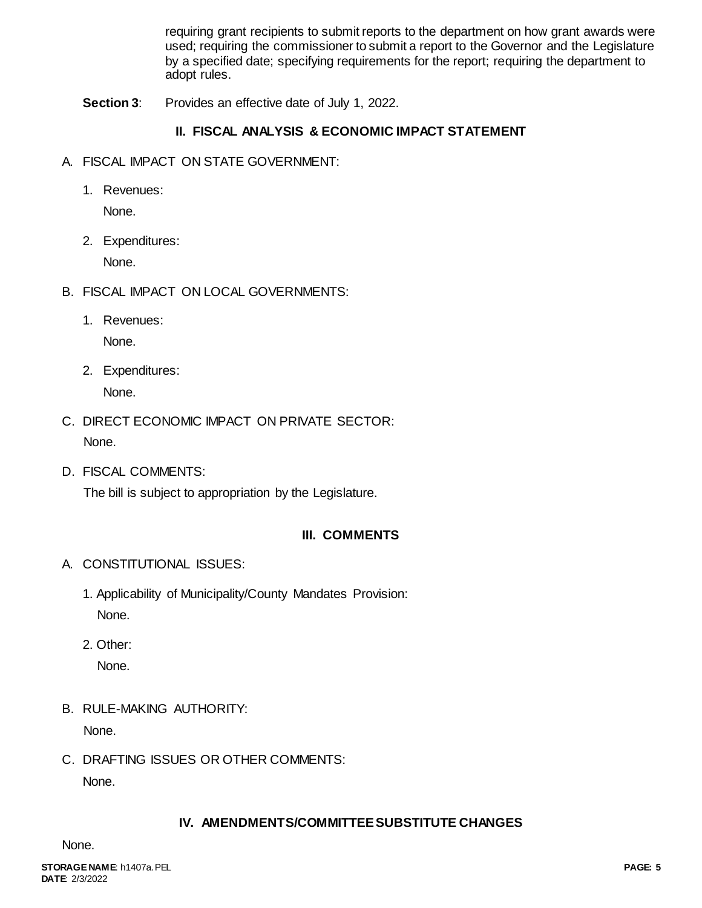requiring grant recipients to submit reports to the department on how grant awards were used; requiring the commissioner to submit a report to the Governor and the Legislature by a specified date; specifying requirements for the report; requiring the department to adopt rules.

**Section 3**: Provides an effective date of July 1, 2022.

## II. FISCAL ANALYSIS & ECONOMIC IMPACT STATEMENT

A. FISCAL IMPACT ON STATE GOVERNMENT:

1. Revenues:

   None.

2. Expenditures:

   None.

B. FISCAL IMPACT ON LOCAL GOVERNMENTS:

1. Revenues:

   None.

2. Expenditures:

   None.

C. DIRECT ECONOMIC IMPACT ON PRIVATE SECTOR:

None.

D. FISCAL COMMENTS:

The bill is subject to appropriation by the Legislature.

## III. COMMENTS

A. CONSTITUTIONAL ISSUES:

1. Applicability of Municipality/County Mandates Provision:

   None.

2. Other:

   None.

B. RULE-MAKING AUTHORITY:

None.

C. DRAFTING ISSUES OR OTHER COMMENTS:

None.

## IV. AMENDMENTS/COMMITTEE SUBSTITUTE CHANGES

None.